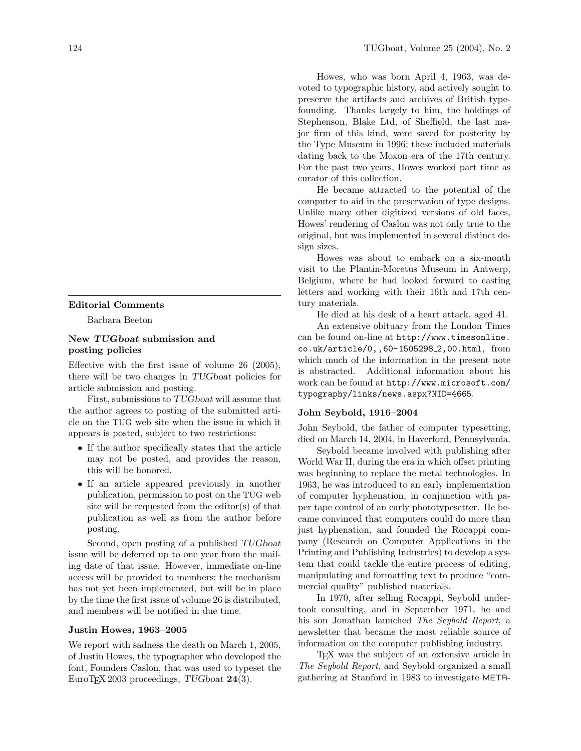## Editorial Comments

Barbara Beeton

### New *TUGboat* submission and posting policies

Effective with the first issue of volume 26 (2005), there will be two changes in *TUGboat* policies for article submission and posting.

First, submissions to *TUGboat* will assume that the author agrees to posting of the submitted article on the TUG web site when the issue in which it appears is posted, subject to two restrictions:

- If the author specifically states that the article may not be posted, and provides the reason, this will be honored.
- If an article appeared previously in another publication, permission to post on the TUG web site will be requested from the editor(s) of that publication as well as from the author before posting.

Second, open posting of a published *TUGboat* issue will be deferred up to one year from the mailing date of that issue. However, immediate on-line access will be provided to members; the mechanism has not yet been implemented, but will be in place by the time the first issue of volume 26 is distributed, and members will be notified in due time.

### Justin Howes, 1963–2005

We report with sadness the death on March 1, 2005, of Justin Howes, the typographer who developed the font, Founders Caslon, that was used to typeset the EuroTEX 2003 proceedings, *TUGboat* **24**(3).

Howes, who was born April 4, 1963, was devoted to typographic history, and actively sought to preserve the artifacts and archives of British typefounding. Thanks largely to him, the holdings of Stephenson, Blake Ltd, of Sheffield, the last major firm of this kind, were saved for posterity by the Type Museum in 1996; these included materials dating back to the Moxon era of the 17th century. For the past two years, Howes worked part time as curator of this collection.

He became attracted to the potential of the computer to aid in the preservation of type designs. Unlike many other digitized versions of old faces, Howes' rendering of Caslon was not only true to the original, but was implemented in several distinct design sizes.

Howes was about to embark on a six-month visit to the Plantin-Moretus Museum in Antwerp, Belgium, where he had looked forward to casting letters and working with their 16th and 17th century materials.

He died at his desk of a heart attack, aged 41.

An extensive obituary from the London Times can be found on-line at `http://www.timesonline.co.uk/article/0,,60-1505298_2,00.html`, from which much of the information in the present note is abstracted. Additional information about his work can be found at `http://www.microsoft.com/typography/links/news.aspx?NID=4665`.

### John Seybold, 1916–2004

John Seybold, the father of computer typesetting, died on March 14, 2004, in Haverford, Pennsylvania.

Seybold became involved with publishing after World War II, during the era in which offset printing was beginning to replace the metal technologies. In 1963, he was introduced to an early implementation of computer hyphenation, in conjunction with paper tape control of an early phototypesetter. He became convinced that computers could do more than just hyphenation, and founded the Rocappi company (Research on Computer Applications in the Printing and Publishing Industries) to develop a system that could tackle the entire process of editing, manipulating and formatting text to produce "commercial quality" published materials.

In 1970, after selling Rocappi, Seybold undertook consulting, and in September 1971, he and his son Jonathan launched *The Seybold Report*, a newsletter that became the most reliable source of information on the computer publishing industry.

TEX was the subject of an extensive article in *The Seybold Report*, and Seybold organized a small gathering at Stanford in 1983 to investigate META-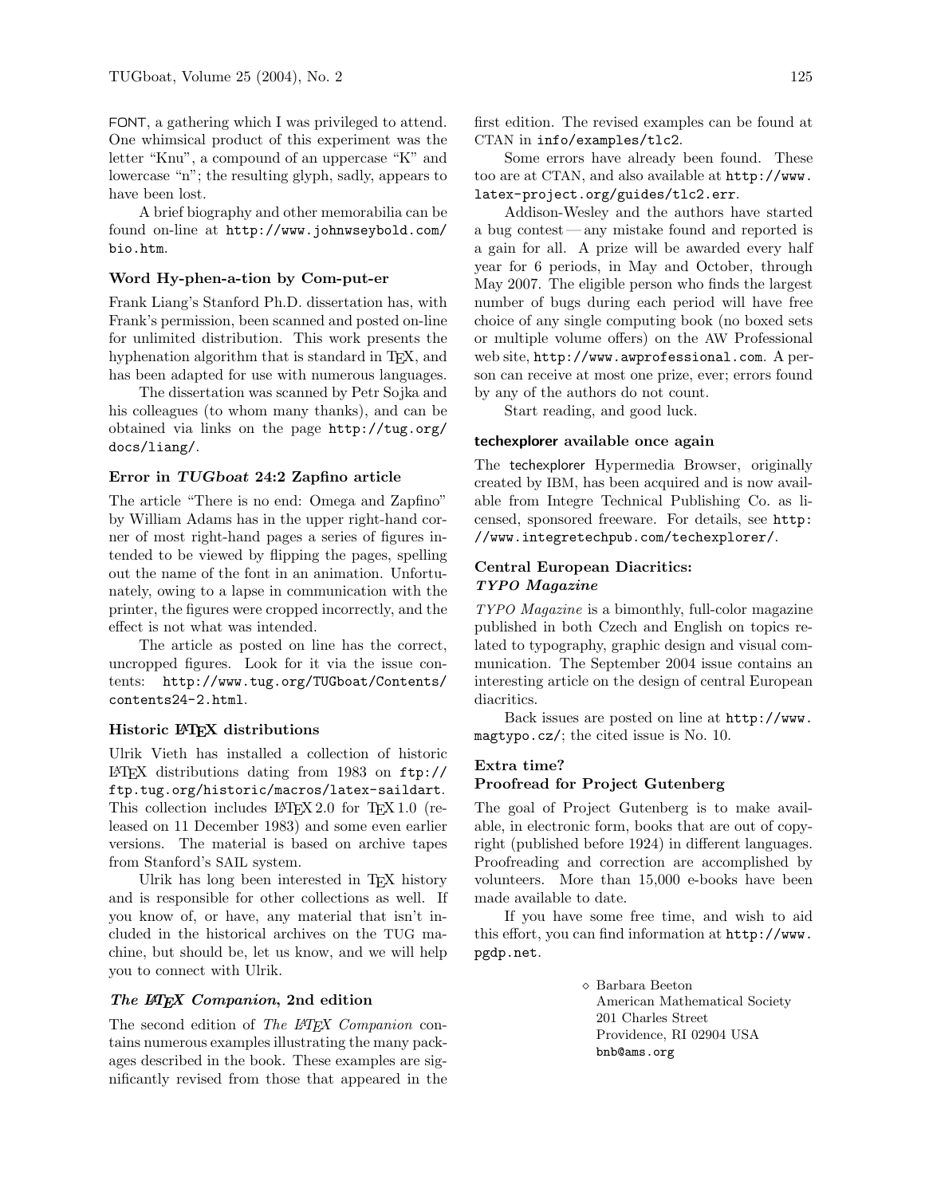FONT, a gathering which I was privileged to attend. One whimsical product of this experiment was the letter "Knu", a compound of an uppercase "K" and lowercase "n"; the resulting glyph, sadly, appears to have been lost.

A brief biography and other memorabilia can be found on-line at `http://www.johnwseybold.com/bio.htm`.

### Word Hy-phen-a-tion by Com-put-er

Frank Liang's Stanford Ph.D. dissertation has, with Frank's permission, been scanned and posted on-line for unlimited distribution. This work presents the hyphenation algorithm that is standard in TeX, and has been adapted for use with numerous languages.

The dissertation was scanned by Petr Sojka and his colleagues (to whom many thanks), and can be obtained via links on the page `http://tug.org/docs/liang/`.

### Error in *TUGboat* 24:2 Zapfino article

The article "There is no end: Omega and Zapfino" by William Adams has in the upper right-hand corner of most right-hand pages a series of figures intended to be viewed by flipping the pages, spelling out the name of the font in an animation. Unfortunately, owing to a lapse in communication with the printer, the figures were cropped incorrectly, and the effect is not what was intended.

The article as posted on line has the correct, uncropped figures. Look for it via the issue contents: `http://www.tug.org/TUGboat/Contents/contents24-2.html`.

### Historic LaTeX distributions

Ulrik Vieth has installed a collection of historic LaTeX distributions dating from 1983 on `ftp://ftp.tug.org/historic/macros/latex-saildart`. This collection includes LaTeX 2.0 for TeX 1.0 (released on 11 December 1983) and some even earlier versions. The material is based on archive tapes from Stanford's SAIL system.

Ulrik has long been interested in TeX history and is responsible for other collections as well. If you know of, or have, any material that isn't included in the historical archives on the TUG machine, but should be, let us know, and we will help you to connect with Ulrik.

### *The LaTeX Companion*, 2nd edition

The second edition of *The LaTeX Companion* contains numerous examples illustrating the many packages described in the book. These examples are significantly revised from those that appeared in the first edition. The revised examples can be found at CTAN in `info/examples/tlc2`.

Some errors have already been found. These too are at CTAN, and also available at `http://www.latex-project.org/guides/tlc2.err`.

Addison-Wesley and the authors have started a bug contest — any mistake found and reported is a gain for all. A prize will be awarded every half year for 6 periods, in May and October, through May 2007. The eligible person who finds the largest number of bugs during each period will have free choice of any single computing book (no boxed sets or multiple volume offers) on the AW Professional web site, `http://www.awprofessional.com`. A person can receive at most one prize, ever; errors found by any of the authors do not count.

Start reading, and good luck.

### techexplorer available once again

The techexplorer Hypermedia Browser, originally created by IBM, has been acquired and is now available from Integre Technical Publishing Co. as licensed, sponsored freeware. For details, see `http://www.integretechpub.com/techexplorer/`.

### Central European Diacritics: *TYPO Magazine*

*TYPO Magazine* is a bimonthly, full-color magazine published in both Czech and English on topics related to typography, graphic design and visual communication. The September 2004 issue contains an interesting article on the design of central European diacritics.

Back issues are posted on line at `http://www.magtypo.cz/`; the cited issue is No. 10.

### Extra time? Proofread for Project Gutenberg

The goal of Project Gutenberg is to make available, in electronic form, books that are out of copyright (published before 1924) in different languages. Proofreading and correction are accomplished by volunteers. More than 15,000 e-books have been made available to date.

If you have some free time, and wish to aid this effort, you can find information at `http://www.pgdp.net`.

◇ Barbara Beeton
American Mathematical Society
201 Charles Street
Providence, RI 02904 USA
`bnb@ams.org`